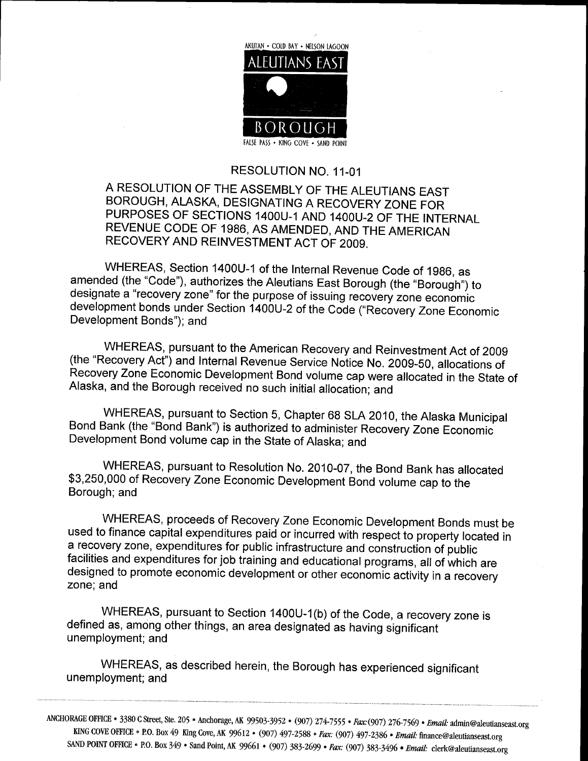AKUTAN • COLD BAY • NELSON LAGOON

ALEUTIANS EAST

BOROUGH

FALSE PASS • KING COVE • SAND POINT

## RESOLUTION NO. 11-01

## A RESOLUTION OF THE ASSEMBLY OF THE ALEUTIANS EAST BOROUGH, ALASKA, DESIGNATING A RECOVERY ZONE FOR PURPOSES OF SECTIONS 1400U-1 AND 1400U-2 OF THE INTERNAL REVENUE CODE OF 1986, AS AMENDED, AND THE AMERICAN RECOVERY AND REINVESTMENT ACT OF 2009.

WHEREAS, Section 1400U-1 of the Internal Revenue Code of 1986, as amended (the "Code"), authorizes the Aleutians East Borough (the "Borough") to designate a "recovery zone" for the purpose of issuing recovery zone economic development bonds under Section 1400U-2 of the Code ("Recovery Zone Economic Development Bonds"); and

WHEREAS, pursuant to the American Recovery and Reinvestment Act of 2009 (the "Recovery Act") and Internal Revenue Service Notice No. 2009-50, allocations of Recovery Zone Economic Development Bond volume cap were allocated in the State of Alaska, and the Borough received no such initial allocation; and

WHEREAS, pursuant to Section 5, Chapter 68 SLA 2010, the Alaska Municipal Bond Bank (the "Bond Bank") is authorized to administer Recovery Zone Economic Development Bond volume cap in the State of Alaska; and

WHEREAS, pursuant to Resolution No. 2010-07, the Bond Bank has allocated $3,250,000 of Recovery Zone Economic Development Bond volume cap to the Borough; and

WHEREAS, proceeds of Recovery Zone Economic Development Bonds must be used to finance capital expenditures paid or incurred with respect to property located in a recovery zone, expenditures for public infrastructure and construction of public facilities and expenditures for job training and educational programs, all of which are designed to promote economic development or other economic activity in a recovery zone; and

WHEREAS, pursuant to Section 1400U-1(b) of the Code, a recovery zone is defined as, among other things, an area designated as having significant unemployment; and

WHEREAS, as described herein, the Borough has experienced significant unemployment; and

ANCHORAGE OFFICE • 3380 C Street, Ste. 205 • Anchorage, AK 99503-3952 • (907) 274-7555 • Fax: (907) 276-7569 • Email: admin@aleutianseast.org
KING COVE OFFICE • P.O. Box 49 King Cove, AK 99612 • (907) 497-2588 • Fax: (907) 497-2386 • Email: finance@aleutianseast.org
SAND POINT OFFICE • P.O. Box 349 • Sand Point, AK 99661 • (907) 383-2699 • Fax: (907) 383-3496 • Email: clerk@aleutianseast.org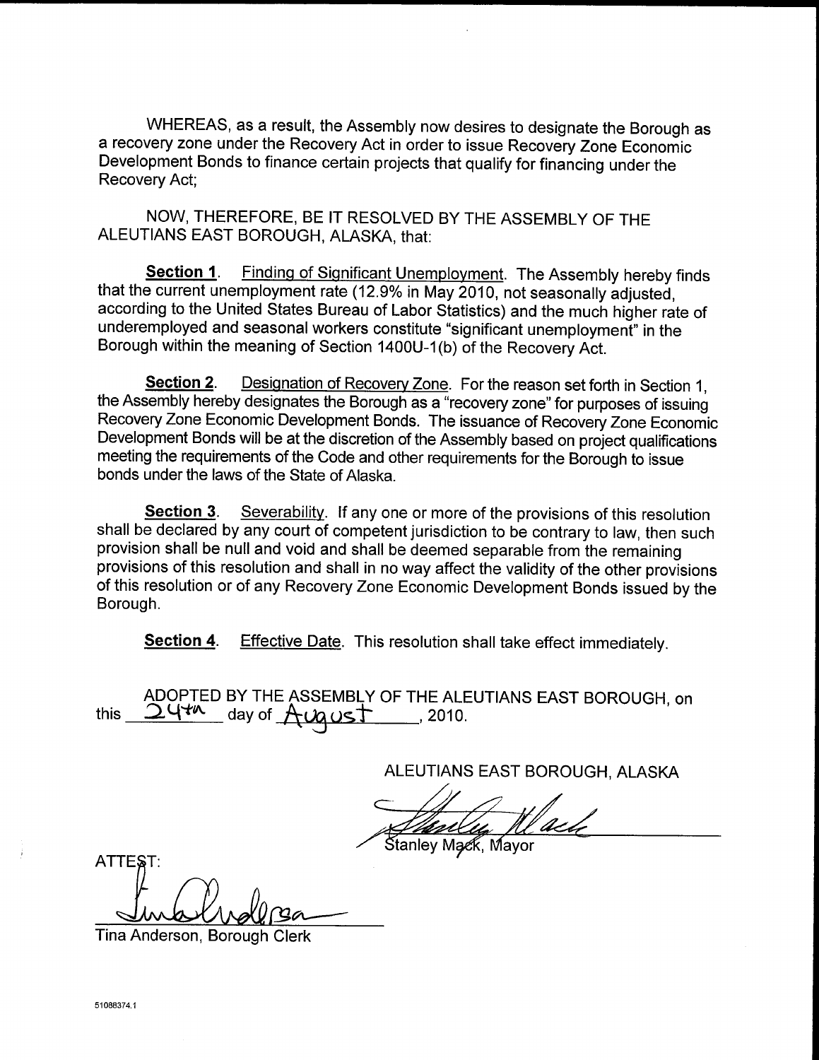WHEREAS, as a result, the Assembly now desires to designate the Borough as a recovery zone under the Recovery Act in order to issue Recovery Zone Economic Development Bonds to finance certain projects that qualify for financing under the Recovery Act;

NOW, THEREFORE, BE IT RESOLVED BY THE ASSEMBLY OF THE ALEUTIANS EAST BOROUGH, ALASKA, that:

**Section 1**. Finding of Significant Unemployment. The Assembly hereby finds that the current unemployment rate (12.9% in May 2010, not seasonally adjusted, according to the United States Bureau of Labor Statistics) and the much higher rate of underemployed and seasonal workers constitute "significant unemployment" in the Borough within the meaning of Section 1400U-1(b) of the Recovery Act.

**Section 2**. Designation of Recovery Zone. For the reason set forth in Section 1, the Assembly hereby designates the Borough as a "recovery zone" for purposes of issuing Recovery Zone Economic Development Bonds. The issuance of Recovery Zone Economic Development Bonds will be at the discretion of the Assembly based on project qualifications meeting the requirements of the Code and other requirements for the Borough to issue bonds under the laws of the State of Alaska.

**Section 3**. Severability. If any one or more of the provisions of this resolution shall be declared by any court of competent jurisdiction to be contrary to law, then such provision shall be null and void and shall be deemed separable from the remaining provisions of this resolution and shall in no way affect the validity of the other provisions of this resolution or of any Recovery Zone Economic Development Bonds issued by the Borough.

**Section 4**. Effective Date. This resolution shall take effect immediately.

ADOPTED BY THE ASSEMBLY OF THE ALEUTIANS EAST BOROUGH, on this 24th day of August, 2010.

ALEUTIANS EAST BOROUGH, ALASKA

Stanley Mack, Mayor

ATTEST:

Tina Anderson, Borough Clerk

51088374.1